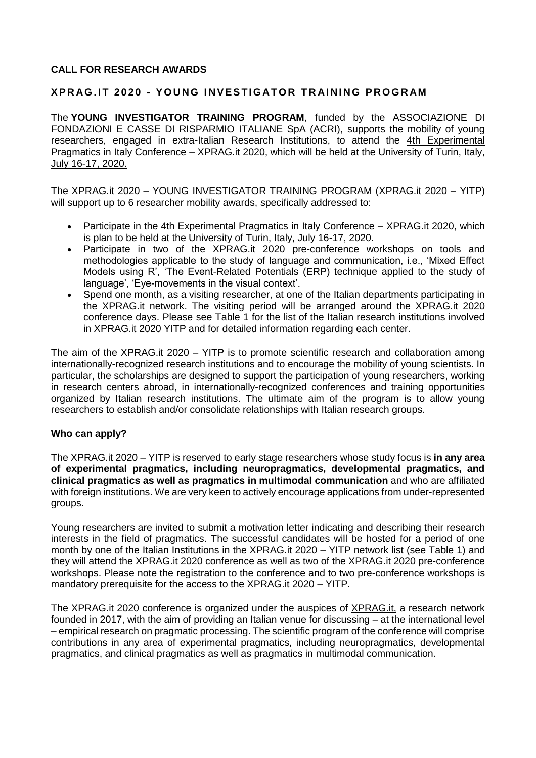**CALL FOR RESEARCH AWARDS**

**XPRAG.IT 2020 - YOUNG INVESTIGATOR TRAINING PROGRAM**

The **YOUNG INVESTIGATOR TRAINING PROGRAM**, funded by the ASSOCIAZIONE DI FONDAZIONI E CASSE DI RISPARMIO ITALIANE SpA (ACRI), supports the mobility of young researchers, engaged in extra-Italian Research Institutions, to attend the 4th Experimental Pragmatics in Italy Conference – XPRAG.it 2020, which will be held at the University of Turin, Italy, July 16-17, 2020.

The XPRAG.it 2020 – YOUNG INVESTIGATOR TRAINING PROGRAM (XPRAG.it 2020 – YITP) will support up to 6 researcher mobility awards, specifically addressed to:

- Participate in the 4th Experimental Pragmatics in Italy Conference – XPRAG.it 2020, which is plan to be held at the University of Turin, Italy, July 16-17, 2020.
- Participate in two of the XPRAG.it 2020 pre-conference workshops on tools and methodologies applicable to the study of language and communication, i.e., 'Mixed Effect Models using R', 'The Event-Related Potentials (ERP) technique applied to the study of language', 'Eye-movements in the visual context'.
- Spend one month, as a visiting researcher, at one of the Italian departments participating in the XPRAG.it network. The visiting period will be arranged around the XPRAG.it 2020 conference days. Please see Table 1 for the list of the Italian research institutions involved in XPRAG.it 2020 YITP and for detailed information regarding each center.

The aim of the XPRAG.it 2020 – YITP is to promote scientific research and collaboration among internationally-recognized research institutions and to encourage the mobility of young scientists. In particular, the scholarships are designed to support the participation of young researchers, working in research centers abroad, in internationally-recognized conferences and training opportunities organized by Italian research institutions. The ultimate aim of the program is to allow young researchers to establish and/or consolidate relationships with Italian research groups.

**Who can apply?**

The XPRAG.it 2020 – YITP is reserved to early stage researchers whose study focus is **in any area of experimental pragmatics, including neuropragmatics, developmental pragmatics, and clinical pragmatics as well as pragmatics in multimodal communication** and who are affiliated with foreign institutions. We are very keen to actively encourage applications from under-represented groups.

Young researchers are invited to submit a motivation letter indicating and describing their research interests in the field of pragmatics. The successful candidates will be hosted for a period of one month by one of the Italian Institutions in the XPRAG.it 2020 – YITP network list (see Table 1) and they will attend the XPRAG.it 2020 conference as well as two of the XPRAG.it 2020 pre-conference workshops. Please note the registration to the conference and to two pre-conference workshops is mandatory prerequisite for the access to the XPRAG.it 2020 – YITP.

The XPRAG.it 2020 conference is organized under the auspices of XPRAG.it, a research network founded in 2017, with the aim of providing an Italian venue for discussing – at the international level – empirical research on pragmatic processing. The scientific program of the conference will comprise contributions in any area of experimental pragmatics, including neuropragmatics, developmental pragmatics, and clinical pragmatics as well as pragmatics in multimodal communication.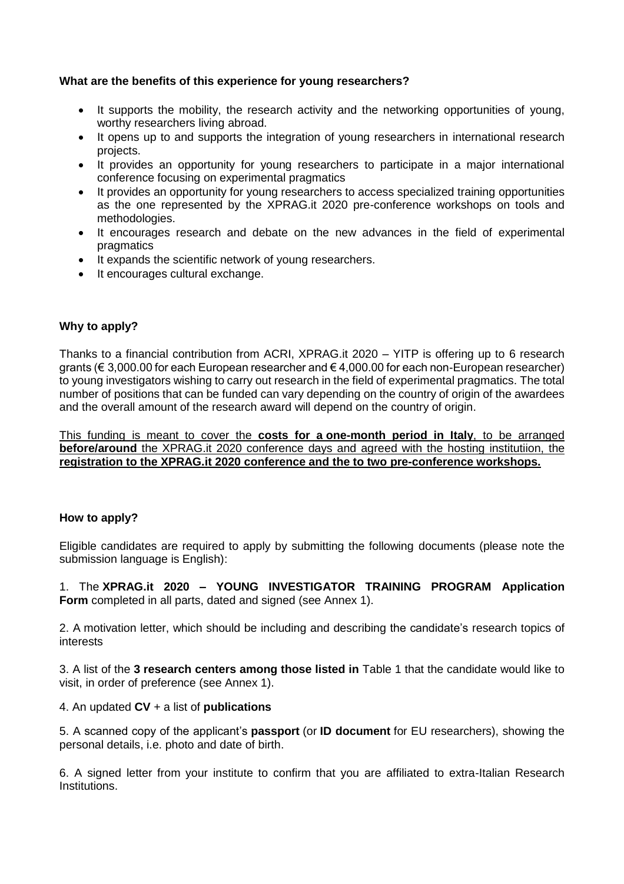**What are the benefits of this experience for young researchers?**

- It supports the mobility, the research activity and the networking opportunities of young, worthy researchers living abroad.
- It opens up to and supports the integration of young researchers in international research projects.
- It provides an opportunity for young researchers to participate in a major international conference focusing on experimental pragmatics
- It provides an opportunity for young researchers to access specialized training opportunities as the one represented by the XPRAG.it 2020 pre-conference workshops on tools and methodologies.
- It encourages research and debate on the new advances in the field of experimental pragmatics
- It expands the scientific network of young researchers.
- It encourages cultural exchange.

**Why to apply?**

Thanks to a financial contribution from ACRI, XPRAG.it 2020 – YITP is offering up to 6 research grants (€ 3,000.00 for each European researcher and € 4,000.00 for each non-European researcher) to young investigators wishing to carry out research in the field of experimental pragmatics. The total number of positions that can be funded can vary depending on the country of origin of the awardees and the overall amount of the research award will depend on the country of origin.

<u>This funding is meant to cover the **costs for a one-month period in Italy**, to be arranged **before/around** the XPRAG.it 2020 conference days and agreed with the hosting institutiion, the **registration to the XPRAG.it 2020 conference and the to two pre-conference workshops.**</u>

**How to apply?**

Eligible candidates are required to apply by submitting the following documents (please note the submission language is English):

1. The **XPRAG.it 2020 – YOUNG INVESTIGATOR TRAINING PROGRAM Application Form** completed in all parts, dated and signed (see Annex 1).

2. A motivation letter, which should be including and describing the candidate's research topics of interests

3. A list of the **3 research centers among those listed in** Table 1 that the candidate would like to visit, in order of preference (see Annex 1).

4. An updated **CV** + a list of **publications**

5. A scanned copy of the applicant's **passport** (or **ID document** for EU researchers), showing the personal details, i.e. photo and date of birth.

6. A signed letter from your institute to confirm that you are affiliated to extra-Italian Research Institutions.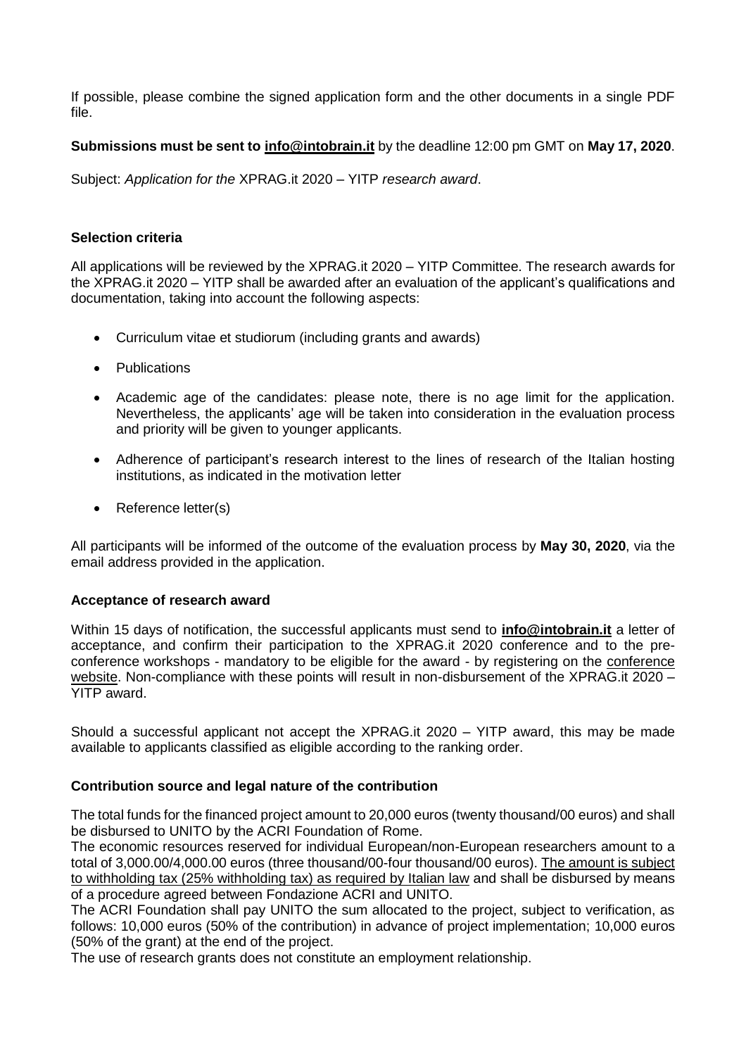If possible, please combine the signed application form and the other documents in a single PDF file.

**Submissions must be sent to info@intobrain.it** by the deadline 12:00 pm GMT on **May 17, 2020**.

Subject: *Application for the* XPRAG.it 2020 – YITP *research award*.

### Selection criteria

All applications will be reviewed by the XPRAG.it 2020 – YITP Committee. The research awards for the XPRAG.it 2020 – YITP shall be awarded after an evaluation of the applicant's qualifications and documentation, taking into account the following aspects:

- Curriculum vitae et studiorum (including grants and awards)
- Publications
- Academic age of the candidates: please note, there is no age limit for the application. Nevertheless, the applicants' age will be taken into consideration in the evaluation process and priority will be given to younger applicants.
- Adherence of participant's research interest to the lines of research of the Italian hosting institutions, as indicated in the motivation letter
- Reference letter(s)

All participants will be informed of the outcome of the evaluation process by **May 30, 2020**, via the email address provided in the application.

### Acceptance of research award

Within 15 days of notification, the successful applicants must send to **info@intobrain.it** a letter of acceptance, and confirm their participation to the XPRAG.it 2020 conference and to the pre-conference workshops - mandatory to be eligible for the award - by registering on the conference website. Non-compliance with these points will result in non-disbursement of the XPRAG.it 2020 – YITP award.

Should a successful applicant not accept the XPRAG.it 2020 – YITP award, this may be made available to applicants classified as eligible according to the ranking order.

### Contribution source and legal nature of the contribution

The total funds for the financed project amount to 20,000 euros (twenty thousand/00 euros) and shall be disbursed to UNITO by the ACRI Foundation of Rome.

The economic resources reserved for individual European/non-European researchers amount to a total of 3,000.00/4,000.00 euros (three thousand/00-four thousand/00 euros). The amount is subject to withholding tax (25% withholding tax) as required by Italian law and shall be disbursed by means of a procedure agreed between Fondazione ACRI and UNITO.

The ACRI Foundation shall pay UNITO the sum allocated to the project, subject to verification, as follows: 10,000 euros (50% of the contribution) in advance of project implementation; 10,000 euros (50% of the grant) at the end of the project.

The use of research grants does not constitute an employment relationship.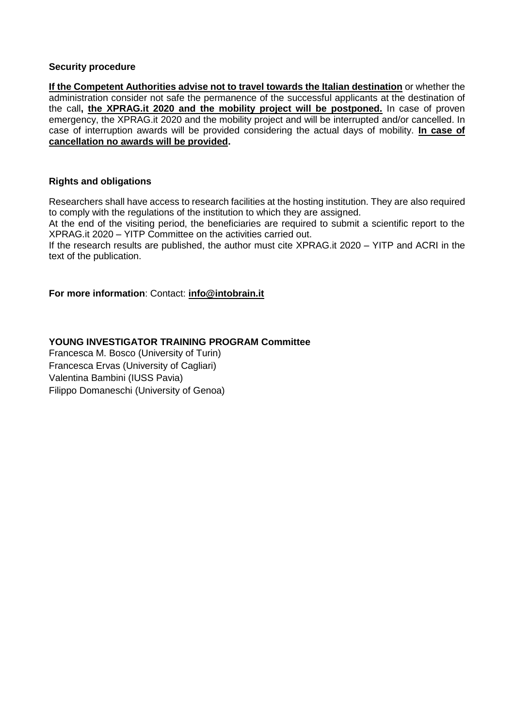**Security procedure**

**If the Competent Authorities advise not to travel towards the Italian destination** or whether the administration consider not safe the permanence of the successful applicants at the destination of the call**, the XPRAG.it 2020 and the mobility project will be postponed.** In case of proven emergency, the XPRAG.it 2020 and the mobility project and will be interrupted and/or cancelled. In case of interruption awards will be provided considering the actual days of mobility. **In case of cancellation no awards will be provided.**

**Rights and obligations**

Researchers shall have access to research facilities at the hosting institution. They are also required to comply with the regulations of the institution to which they are assigned.

At the end of the visiting period, the beneficiaries are required to submit a scientific report to the XPRAG.it 2020 – YITP Committee on the activities carried out.

If the research results are published, the author must cite XPRAG.it 2020 – YITP and ACRI in the text of the publication.

**For more information**: Contact: **info@intobrain.it**

**YOUNG INVESTIGATOR TRAINING PROGRAM Committee**

Francesca M. Bosco (University of Turin)
Francesca Ervas (University of Cagliari)
Valentina Bambini (IUSS Pavia)
Filippo Domaneschi (University of Genoa)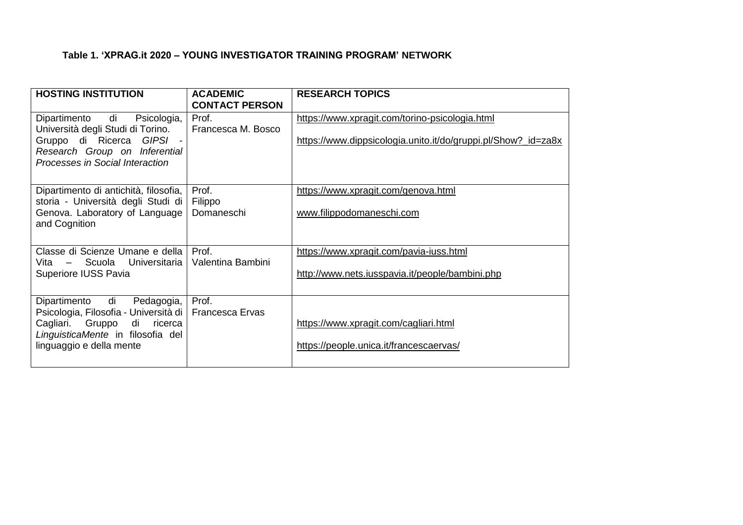**Table 1. 'XPRAG.it 2020 – YOUNG INVESTIGATOR TRAINING PROGRAM' NETWORK**

| HOSTING INSTITUTION | ACADEMIC CONTACT PERSON | RESEARCH TOPICS |
|---|---|---|
| Dipartimento di Psicologia, Università degli Studi di Torino. Gruppo di Ricerca *GIPSI - Research Group on Inferential Processes in Social Interaction* | Prof. Francesca M. Bosco | https://www.xpragit.com/torino-psicologia.html<br><br>https://www.dippsicologia.unito.it/do/gruppi.pl/Show?_id=za8x |
| Dipartimento di antichità, filosofia, storia - Università degli Studi di Genova. Laboratory of Language and Cognition | Prof. Filippo Domaneschi | https://www.xpragit.com/genova.html<br><br>www.filippodomaneschi.com |
| Classe di Scienze Umane e della Vita – Scuola Universitaria Superiore IUSS Pavia | Prof. Valentina Bambini | https://www.xpragit.com/pavia-iuss.html<br><br>http://www.nets.iusspavia.it/people/bambini.php |
| Dipartimento di Pedagogia, Psicologia, Filosofia - Università di Cagliari. Gruppo di ricerca *LinguisticaMente* in filosofia del linguaggio e della mente | Prof. Francesca Ervas | https://www.xpragit.com/cagliari.html<br><br>https://people.unica.it/francescaervas/ |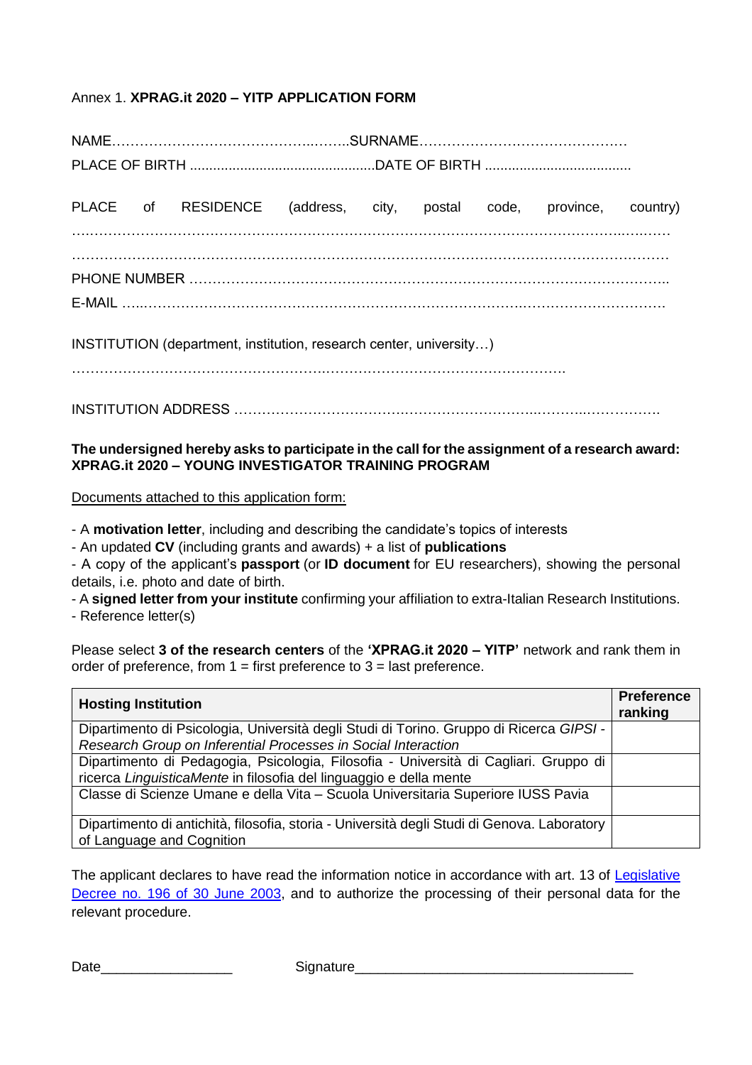Annex 1. **XPRAG.it 2020 – YITP APPLICATION FORM**

NAME…………………………………..……..SURNAME…………………………………….

PLACE OF BIRTH ...............................................DATE OF BIRTH .....................................

PLACE of RESIDENCE (address, city, postal code, province, country)

……………………………………………………………………………………………………………

……………………………………………………………………………………………………………

PHONE NUMBER ……………………………………………………………………………………..

E-MAIL …..……………………………………………………………………….…………………….

INSTITUTION (department, institution, research center, university…)

…………………………………………….…………………………………………..

INSTITUTION ADDRESS ………………………………….……………………..………..…………….

**The undersigned hereby asks to participate in the call for the assignment of a research award: XPRAG.it 2020 – YOUNG INVESTIGATOR TRAINING PROGRAM**

Documents attached to this application form:

- A **motivation letter**, including and describing the candidate's topics of interests
- An updated **CV** (including grants and awards) + a list of **publications**
- A copy of the applicant's **passport** (or **ID document** for EU researchers), showing the personal details, i.e. photo and date of birth.
- A **signed letter from your institute** confirming your affiliation to extra-Italian Research Institutions.
- Reference letter(s)

Please select **3 of the research centers** of the **'XPRAG.it 2020 – YITP'** network and rank them in order of preference, from 1 = first preference to 3 = last preference.

| **Hosting Institution** | **Preference ranking** |
| --- | --- |
| Dipartimento di Psicologia, Università degli Studi di Torino. Gruppo di Ricerca *GIPSI - Research Group on Inferential Processes in Social Interaction* | |
| Dipartimento di Pedagogia, Psicologia, Filosofia - Università di Cagliari. Gruppo di ricerca *LinguisticaMente* in filosofia del linguaggio e della mente | |
| Classe di Scienze Umane e della Vita – Scuola Universitaria Superiore IUSS Pavia | |
| Dipartimento di antichità, filosofia, storia - Università degli Studi di Genova. Laboratory of Language and Cognition | |

The applicant declares to have read the information notice in accordance with art. 13 of Legislative Decree no. 196 of 30 June 2003, and to authorize the processing of their personal data for the relevant procedure.

Date_________________ Signature___________________________________